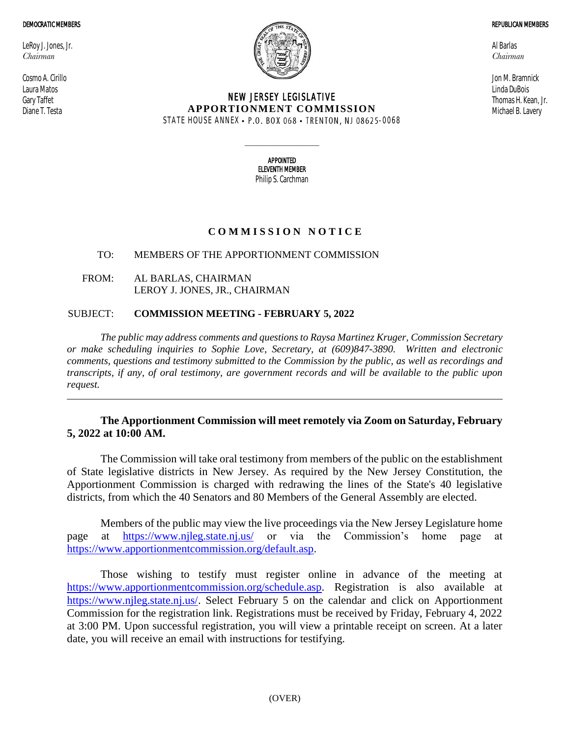**DEMOCRATIC MEMBERS**

LeRoy J. Jones, Jr.
*Chairman*

Cosmo A. Cirillo
Laura Matos
Gary Taffet
Diane T. Testa

**REPUBLICAN MEMBERS**

Al Barlas
*Chairman*

Jon M. Bramnick
Linda DuBois
Thomas H. Kean, Jr.
Michael B. Lavery

# NEW JERSEY LEGISLATIVE APPORTIONMENT COMMISSION

STATE HOUSE ANNEX • P.O. BOX 068 • TRENTON, NJ 08625-0068

**APPOINTED ELEVENTH MEMBER**
Philip S. Carchman

## COMMISSION NOTICE

TO: MEMBERS OF THE APPORTIONMENT COMMISSION

FROM: AL BARLAS, CHAIRMAN
LEROY J. JONES, JR., CHAIRMAN

SUBJECT: **COMMISSION MEETING - FEBRUARY 5, 2022**

*The public may address comments and questions to Raysa Martinez Kruger, Commission Secretary or make scheduling inquiries to Sophie Love, Secretary, at (609)847-3890. Written and electronic comments, questions and testimony submitted to the Commission by the public, as well as recordings and transcripts, if any, of oral testimony, are government records and will be available to the public upon request.*

---

**The Apportionment Commission will meet remotely via Zoom on Saturday, February 5, 2022 at 10:00 AM.**

The Commission will take oral testimony from members of the public on the establishment of State legislative districts in New Jersey. As required by the New Jersey Constitution, the Apportionment Commission is charged with redrawing the lines of the State's 40 legislative districts, from which the 40 Senators and 80 Members of the General Assembly are elected.

Members of the public may view the live proceedings via the New Jersey Legislature home page at https://www.njleg.state.nj.us/ or via the Commission's home page at https://www.apportionmentcommission.org/default.asp.

Those wishing to testify must register online in advance of the meeting at https://www.apportionmentcommission.org/schedule.asp. Registration is also available at https://www.njleg.state.nj.us/. Select February 5 on the calendar and click on Apportionment Commission for the registration link. Registrations must be received by Friday, February 4, 2022 at 3:00 PM. Upon successful registration, you will view a printable receipt on screen. At a later date, you will receive an email with instructions for testifying.

(OVER)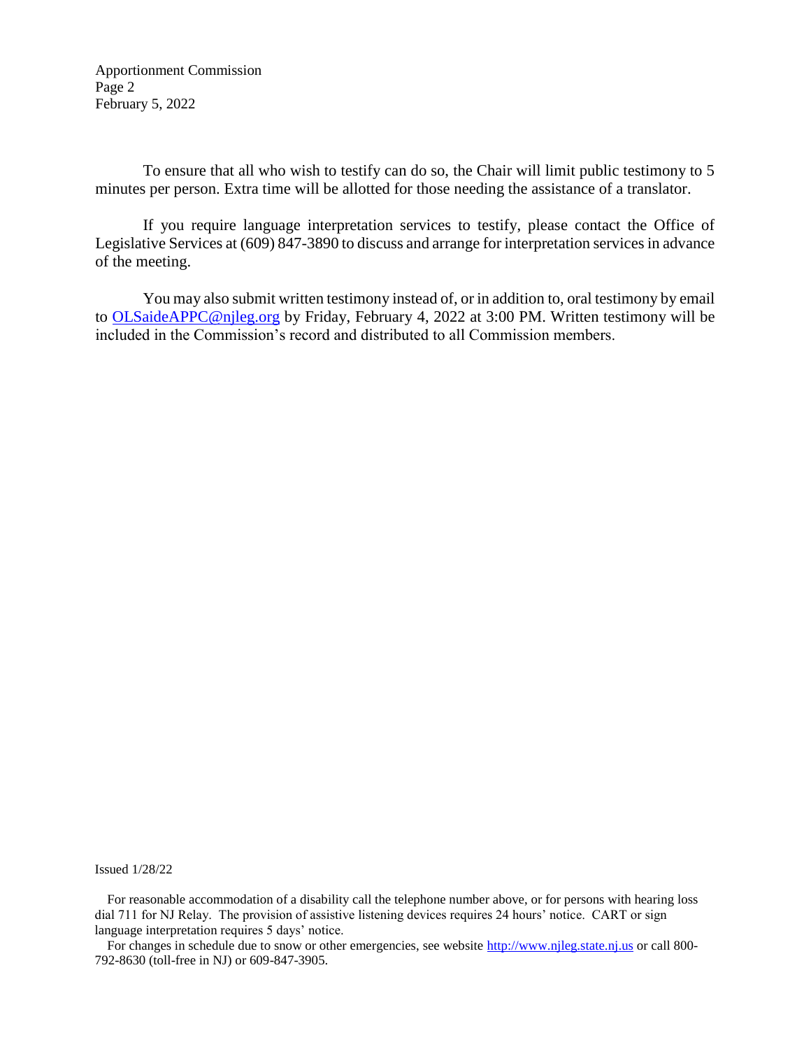To ensure that all who wish to testify can do so, the Chair will limit public testimony to 5 minutes per person. Extra time will be allotted for those needing the assistance of a translator.

If you require language interpretation services to testify, please contact the Office of Legislative Services at (609) 847-3890 to discuss and arrange for interpretation services in advance of the meeting.

You may also submit written testimony instead of, or in addition to, oral testimony by email to OLSaideAPPC@njleg.org by Friday, February 4, 2022 at 3:00 PM. Written testimony will be included in the Commission's record and distributed to all Commission members.

Issued 1/28/22

For reasonable accommodation of a disability call the telephone number above, or for persons with hearing loss dial 711 for NJ Relay. The provision of assistive listening devices requires 24 hours' notice. CART or sign language interpretation requires 5 days' notice.

For changes in schedule due to snow or other emergencies, see website http://www.njleg.state.nj.us or call 800-792-8630 (toll-free in NJ) or 609-847-3905.